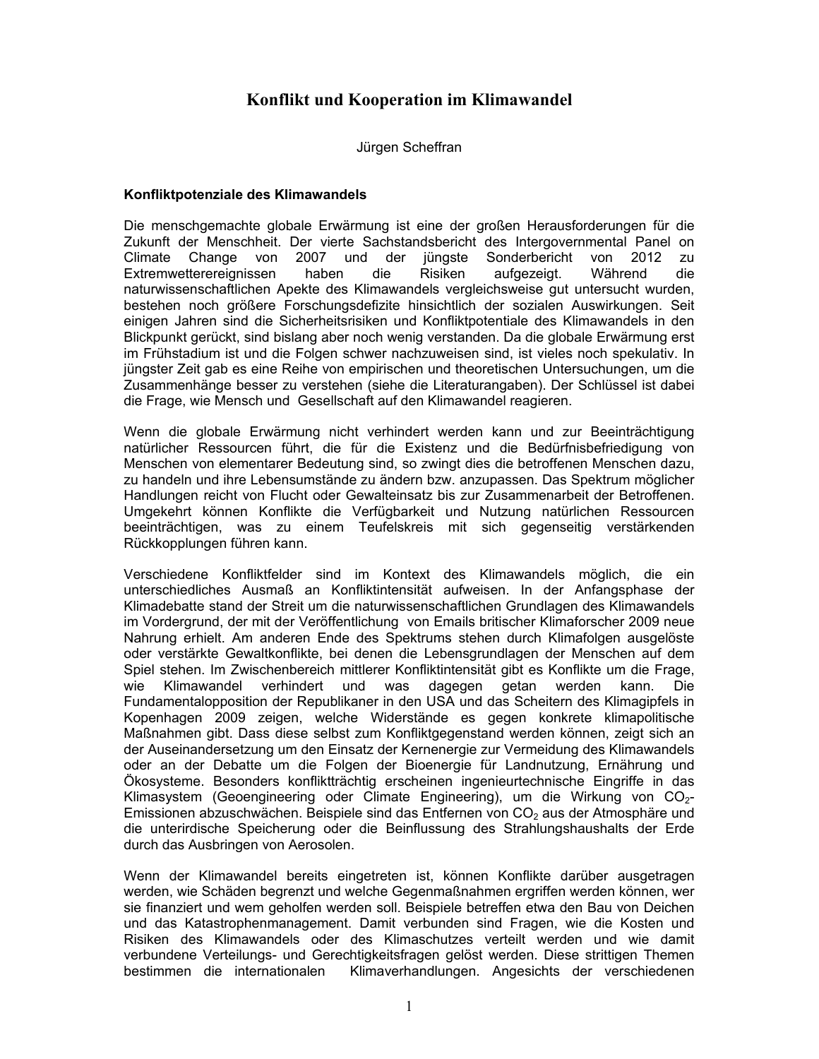# Konflikt und Kooperation im Klimawandel

Jürgen Scheffran

## Konfliktpotenziale des Klimawandels

Die menschgemachte globale Erwärmung ist eine der großen Herausforderungen für die Zukunft der Menschheit. Der vierte Sachstandsbericht des Intergovernmental Panel on Climate Change von 2007 und der jüngste Sonderbericht von 2012 zu Extremwetterereignissen haben die Risiken aufgezeigt. Während die naturwissenschaftlichen Apekte des Klimawandels vergleichsweise gut untersucht wurden, bestehen noch größere Forschungsdefizite hinsichtlich der sozialen Auswirkungen. Seit einigen Jahren sind die Sicherheitsrisiken und Konfliktpotentiale des Klimawandels in den Blickpunkt gerückt, sind bislang aber noch wenig verstanden. Da die globale Erwärmung erst im Frühstadium ist und die Folgen schwer nachzuweisen sind, ist vieles noch spekulativ. In jüngster Zeit gab es eine Reihe von empirischen und theoretischen Untersuchungen, um die Zusammenhänge besser zu verstehen (siehe die Literaturangaben). Der Schlüssel ist dabei die Frage, wie Mensch und Gesellschaft auf den Klimawandel reagieren.

Wenn die globale Erwärmung nicht verhindert werden kann und zur Beeinträchtigung natürlicher Ressourcen führt, die für die Existenz und die Bedürfnisbefriedigung von Menschen von elementarer Bedeutung sind, so zwingt dies die betroffenen Menschen dazu, zu handeln und ihre Lebensumstände zu ändern bzw. anzupassen. Das Spektrum möglicher Handlungen reicht von Flucht oder Gewalteinsatz bis zur Zusammenarbeit der Betroffenen. Umgekehrt können Konflikte die Verfügbarkeit und Nutzung natürlichen Ressourcen beeinträchtigen, was zu einem Teufelskreis mit sich gegenseitig verstärkenden Rückkopplungen führen kann.

Verschiedene Konfliktfelder sind im Kontext des Klimawandels möglich, die ein unterschiedliches Ausmaß an Konfliktintensität aufweisen. In der Anfangsphase der Klimadebatte stand der Streit um die naturwissenschaftlichen Grundlagen des Klimawandels im Vordergrund, der mit der Veröffentlichung von Emails britischer Klimaforscher 2009 neue Nahrung erhielt. Am anderen Ende des Spektrums stehen durch Klimafolgen ausgelöste oder verstärkte Gewaltkonflikte, bei denen die Lebensgrundlagen der Menschen auf dem Spiel stehen. Im Zwischenbereich mittlerer Konfliktintensität gibt es Konflikte um die Frage, wie Klimawandel verhindert und was dagegen getan werden kann. Die Fundamentalopposition der Republikaner in den USA und das Scheitern des Klimagipfels in Kopenhagen 2009 zeigen, welche Widerstände es gegen konkrete klimapolitische Maßnahmen gibt. Dass diese selbst zum Konfliktgegenstand werden können, zeigt sich an der Auseinandersetzung um den Einsatz der Kernenergie zur Vermeidung des Klimawandels oder an der Debatte um die Folgen der Bioenergie für Landnutzung, Ernährung und Ökosysteme. Besonders konfliktträchtig erscheinen ingenieurtechnische Eingriffe in das Klimasystem (Geoengineering oder Climate Engineering), um die Wirkung von $CO_2$-Emissionen abzuschwächen. Beispiele sind das Entfernen von $CO_2$ aus der Atmosphäre und die unterirdische Speicherung oder die Beinflussung des Strahlungshaushalts der Erde durch das Ausbringen von Aerosolen.

Wenn der Klimawandel bereits eingetreten ist, können Konflikte darüber ausgetragen werden, wie Schäden begrenzt und welche Gegenmaßnahmen ergriffen werden können, wer sie finanziert und wem geholfen werden soll. Beispiele betreffen etwa den Bau von Deichen und das Katastrophenmanagement. Damit verbunden sind Fragen, wie die Kosten und Risiken des Klimawandels oder des Klimaschutzes verteilt werden und wie damit verbundene Verteilungs- und Gerechtigkeitsfragen gelöst werden. Diese strittigen Themen bestimmen die internationalen Klimaverhandlungen. Angesichts der verschiedenen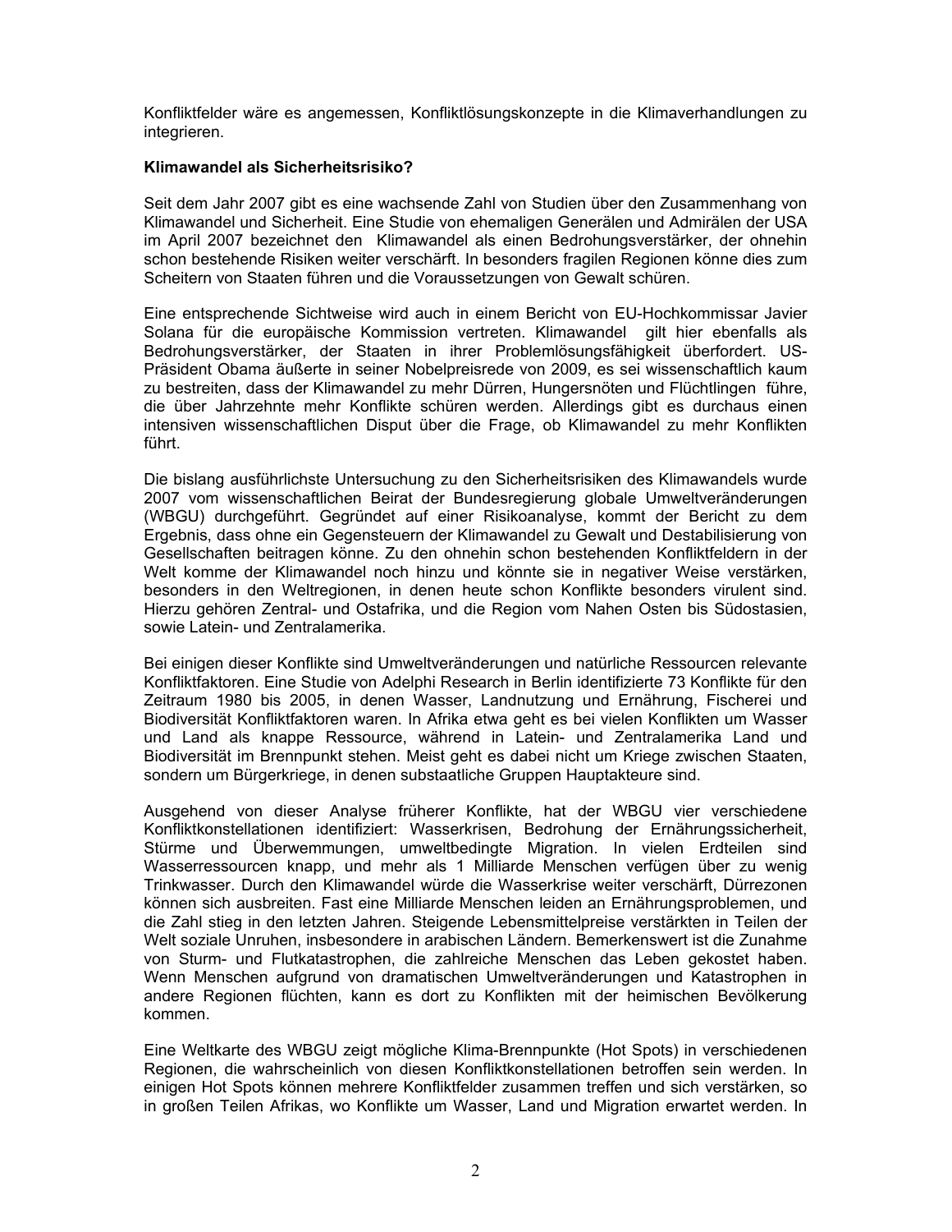Konfliktfelder wäre es angemessen, Konfliktlösungskonzepte in die Klimaverhandlungen zu integrieren.

**Klimawandel als Sicherheitsrisiko?**

Seit dem Jahr 2007 gibt es eine wachsende Zahl von Studien über den Zusammenhang von Klimawandel und Sicherheit. Eine Studie von ehemaligen Generälen und Admirälen der USA im April 2007 bezeichnet den Klimawandel als einen Bedrohungsverstärker, der ohnehin schon bestehende Risiken weiter verschärft. In besonders fragilen Regionen könne dies zum Scheitern von Staaten führen und die Voraussetzungen von Gewalt schüren.

Eine entsprechende Sichtweise wird auch in einem Bericht von EU-Hochkommissar Javier Solana für die europäische Kommission vertreten. Klimawandel gilt hier ebenfalls als Bedrohungsverstärker, der Staaten in ihrer Problemlösungsfähigkeit überfordert. US-Präsident Obama äußerte in seiner Nobelpreisrede von 2009, es sei wissenschaftlich kaum zu bestreiten, dass der Klimawandel zu mehr Dürren, Hungersnöten und Flüchtlingen führe, die über Jahrzehnte mehr Konflikte schüren werden. Allerdings gibt es durchaus einen intensiven wissenschaftlichen Disput über die Frage, ob Klimawandel zu mehr Konflikten führt.

Die bislang ausführlichste Untersuchung zu den Sicherheitsrisiken des Klimawandels wurde 2007 vom wissenschaftlichen Beirat der Bundesregierung globale Umweltveränderungen (WBGU) durchgeführt. Gegründet auf einer Risikoanalyse, kommt der Bericht zu dem Ergebnis, dass ohne ein Gegensteuern der Klimawandel zu Gewalt und Destabilisierung von Gesellschaften beitragen könne. Zu den ohnehin schon bestehenden Konfliktfeldern in der Welt komme der Klimawandel noch hinzu und könnte sie in negativer Weise verstärken, besonders in den Weltregionen, in denen heute schon Konflikte besonders virulent sind. Hierzu gehören Zentral- und Ostafrika, und die Region vom Nahen Osten bis Südostasien, sowie Latein- und Zentralamerika.

Bei einigen dieser Konflikte sind Umweltveränderungen und natürliche Ressourcen relevante Konfliktfaktoren. Eine Studie von Adelphi Research in Berlin identifizierte 73 Konflikte für den Zeitraum 1980 bis 2005, in denen Wasser, Landnutzung und Ernährung, Fischerei und Biodiversität Konfliktfaktoren waren. In Afrika etwa geht es bei vielen Konflikten um Wasser und Land als knappe Ressource, während in Latein- und Zentralamerika Land und Biodiversität im Brennpunkt stehen. Meist geht es dabei nicht um Kriege zwischen Staaten, sondern um Bürgerkriege, in denen substaatliche Gruppen Hauptakteure sind.

Ausgehend von dieser Analyse früherer Konflikte, hat der WBGU vier verschiedene Konfliktkonstellationen identifiziert: Wasserkrisen, Bedrohung der Ernährungssicherheit, Stürme und Überwemmungen, umweltbedingte Migration. In vielen Erdteilen sind Wasserressourcen knapp, und mehr als 1 Milliarde Menschen verfügen über zu wenig Trinkwasser. Durch den Klimawandel würde die Wasserkrise weiter verschärft, Dürrezonen können sich ausbreiten. Fast eine Milliarde Menschen leiden an Ernährungsproblemen, und die Zahl stieg in den letzten Jahren. Steigende Lebensmittelpreise verstärkten in Teilen der Welt soziale Unruhen, insbesondere in arabischen Ländern. Bemerkenswert ist die Zunahme von Sturm- und Flutkatastrophen, die zahlreiche Menschen das Leben gekostet haben. Wenn Menschen aufgrund von dramatischen Umweltveränderungen und Katastrophen in andere Regionen flüchten, kann es dort zu Konflikten mit der heimischen Bevölkerung kommen.

Eine Weltkarte des WBGU zeigt mögliche Klima-Brennpunkte (Hot Spots) in verschiedenen Regionen, die wahrscheinlich von diesen Konfliktkonstellationen betroffen sein werden. In einigen Hot Spots können mehrere Konfliktfelder zusammen treffen und sich verstärken, so in großen Teilen Afrikas, wo Konflikte um Wasser, Land und Migration erwartet werden. In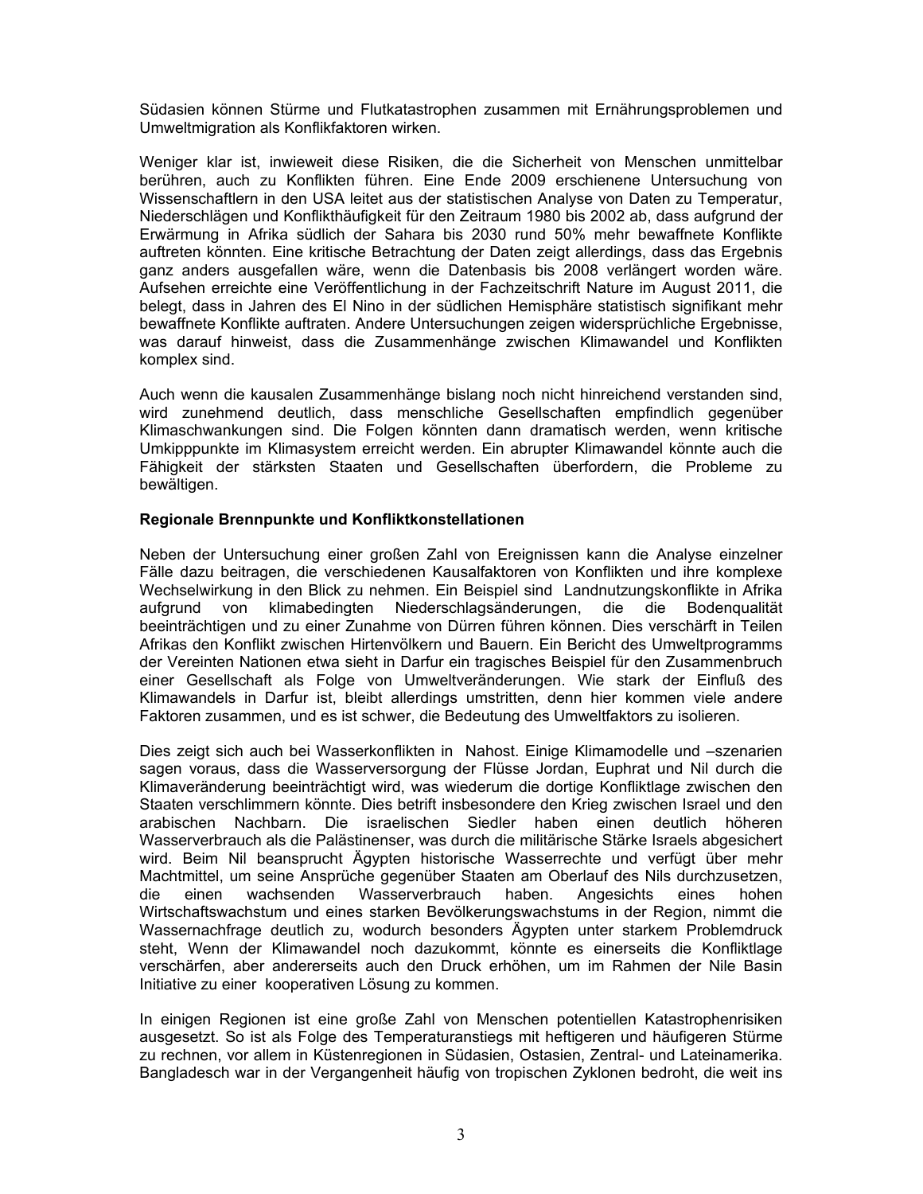Südasien können Stürme und Flutkatastrophen zusammen mit Ernährungsproblemen und Umweltmigration als Konflikfaktoren wirken.

Weniger klar ist, inwieweit diese Risiken, die die Sicherheit von Menschen unmittelbar berühren, auch zu Konflikten führen. Eine Ende 2009 erschienene Untersuchung von Wissenschaftlern in den USA leitet aus der statistischen Analyse von Daten zu Temperatur, Niederschlägen und Konflikthäufigkeit für den Zeitraum 1980 bis 2002 ab, dass aufgrund der Erwärmung in Afrika südlich der Sahara bis 2030 rund 50% mehr bewaffnete Konflikte auftreten könnten. Eine kritische Betrachtung der Daten zeigt allerdings, dass das Ergebnis ganz anders ausgefallen wäre, wenn die Datenbasis bis 2008 verlängert worden wäre. Aufsehen erreichte eine Veröffentlichung in der Fachzeitschrift Nature im August 2011, die belegt, dass in Jahren des El Nino in der südlichen Hemisphäre statistisch signifikant mehr bewaffnete Konflikte auftraten. Andere Untersuchungen zeigen widersprüchliche Ergebnisse, was darauf hinweist, dass die Zusammenhänge zwischen Klimawandel und Konflikten komplex sind.

Auch wenn die kausalen Zusammenhänge bislang noch nicht hinreichend verstanden sind, wird zunehmend deutlich, dass menschliche Gesellschaften empfindlich gegenüber Klimaschwankungen sind. Die Folgen könnten dann dramatisch werden, wenn kritische Umkipppunkte im Klimasystem erreicht werden. Ein abrupter Klimawandel könnte auch die Fähigkeit der stärksten Staaten und Gesellschaften überfordern, die Probleme zu bewältigen.

**Regionale Brennpunkte und Konfliktkonstellationen**

Neben der Untersuchung einer großen Zahl von Ereignissen kann die Analyse einzelner Fälle dazu beitragen, die verschiedenen Kausalfaktoren von Konflikten und ihre komplexe Wechselwirkung in den Blick zu nehmen. Ein Beispiel sind Landnutzungskonflikte in Afrika aufgrund von klimabedingten Niederschlagsänderungen, die die Bodenqualität beeinträchtigen und zu einer Zunahme von Dürren führen können. Dies verschärft in Teilen Afrikas den Konflikt zwischen Hirtenvölkern und Bauern. Ein Bericht des Umweltprogramms der Vereinten Nationen etwa sieht in Darfur ein tragisches Beispiel für den Zusammenbruch einer Gesellschaft als Folge von Umweltveränderungen. Wie stark der Einfluß des Klimawandels in Darfur ist, bleibt allerdings umstritten, denn hier kommen viele andere Faktoren zusammen, und es ist schwer, die Bedeutung des Umweltfaktors zu isolieren.

Dies zeigt sich auch bei Wasserkonflikten in Nahost. Einige Klimamodelle und –szenarien sagen voraus, dass die Wasserversorgung der Flüsse Jordan, Euphrat und Nil durch die Klimaveränderung beeinträchtigt wird, was wiederum die dortige Konfliktlage zwischen den Staaten verschlimmern könnte. Dies betrift insbesondere den Krieg zwischen Israel und den arabischen Nachbarn. Die israelischen Siedler haben einen deutlich höheren Wasserverbrauch als die Palästinenser, was durch die militärische Stärke Israels abgesichert wird. Beim Nil beansprucht Ägypten historische Wasserrechte und verfügt über mehr Machtmittel, um seine Ansprüche gegenüber Staaten am Oberlauf des Nils durchzusetzen, die einen wachsenden Wasserverbrauch haben. Angesichts eines hohen Wirtschaftswachstum und eines starken Bevölkerungswachstums in der Region, nimmt die Wassernachfrage deutlich zu, wodurch besonders Ägypten unter starkem Problemdruck steht, Wenn der Klimawandel noch dazukommt, könnte es einerseits die Konfliktlage verschärfen, aber andererseits auch den Druck erhöhen, um im Rahmen der Nile Basin Initiative zu einer kooperativen Lösung zu kommen.

In einigen Regionen ist eine große Zahl von Menschen potentiellen Katastrophenrisiken ausgesetzt. So ist als Folge des Temperaturanstiegs mit heftigeren und häufigeren Stürme zu rechnen, vor allem in Küstenregionen in Südasien, Ostasien, Zentral- und Lateinamerika. Bangladesch war in der Vergangenheit häufig von tropischen Zyklonen bedroht, die weit ins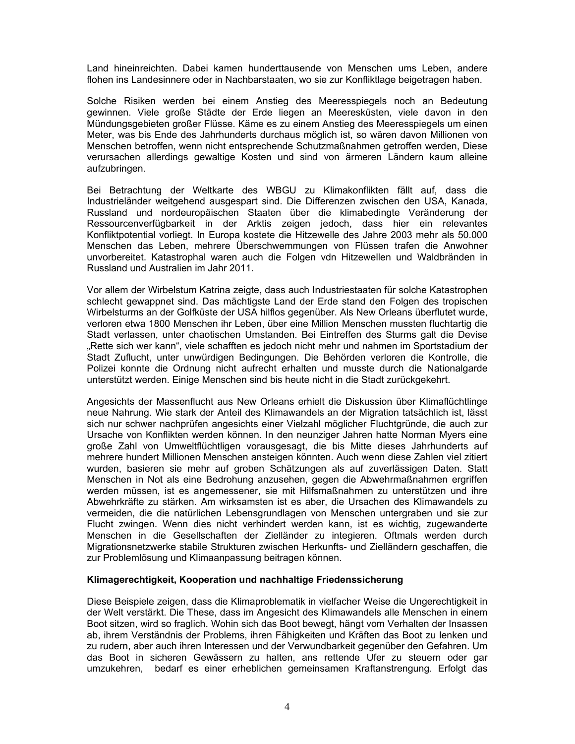Land hineinreichten. Dabei kamen hunderttausende von Menschen ums Leben, andere flohen ins Landesinnere oder in Nachbarstaaten, wo sie zur Konfliktlage beigetragen haben.

Solche Risiken werden bei einem Anstieg des Meeresspiegels noch an Bedeutung gewinnen. Viele große Städte der Erde liegen an Meeresküsten, viele davon in den Mündungsgebieten großer Flüsse. Käme es zu einem Anstieg des Meeresspiegels um einen Meter, was bis Ende des Jahrhunderts durchaus möglich ist, so wären davon Millionen von Menschen betroffen, wenn nicht entsprechende Schutzmaßnahmen getroffen werden, Diese verursachen allerdings gewaltige Kosten und sind von ärmeren Ländern kaum alleine aufzubringen.

Bei Betrachtung der Weltkarte des WBGU zu Klimakonflikten fällt auf, dass die Industrieländer weitgehend ausgespart sind. Die Differenzen zwischen den USA, Kanada, Russland und nordeuropäischen Staaten über die klimabedingte Veränderung der Ressourcenverfügbarkeit in der Arktis zeigen jedoch, dass hier ein relevantes Konfliktpotential vorliegt. In Europa kostete die Hitzewelle des Jahre 2003 mehr als 50.000 Menschen das Leben, mehrere Überschwemmungen von Flüssen trafen die Anwohner unvorbereitet. Katastrophal waren auch die Folgen vdn Hitzewellen und Waldbränden in Russland und Australien im Jahr 2011.

Vor allem der Wirbelstum Katrina zeigte, dass auch Industriestaaten für solche Katastrophen schlecht gewappnet sind. Das mächtigste Land der Erde stand den Folgen des tropischen Wirbelsturms an der Golfküste der USA hilflos gegenüber. Als New Orleans überflutet wurde, verloren etwa 1800 Menschen ihr Leben, über eine Million Menschen mussten fluchtartig die Stadt verlassen, unter chaotischen Umständen. Bei Eintreffen des Sturms galt die Devise „Rette sich wer kann“, viele schafften es jedoch nicht mehr und nahmen im Sportstadium der Stadt Zuflucht, unter unwürdigen Bedingungen. Die Behörden verloren die Kontrolle, die Polizei konnte die Ordnung nicht aufrecht erhalten und musste durch die Nationalgarde unterstützt werden. Einige Menschen sind bis heute nicht in die Stadt zurückgekehrt.

Angesichts der Massenflucht aus New Orleans erhielt die Diskussion über Klimaflüchtlinge neue Nahrung. Wie stark der Anteil des Klimawandels an der Migration tatsächlich ist, lässt sich nur schwer nachprüfen angesichts einer Vielzahl möglicher Fluchtgründe, die auch zur Ursache von Konflikten werden können. In den neunziger Jahren hatte Norman Myers eine große Zahl von Umweltflüchtligen vorausgesagt, die bis Mitte dieses Jahrhunderts auf mehrere hundert Millionen Menschen ansteigen könnten. Auch wenn diese Zahlen viel zitiert wurden, basieren sie mehr auf groben Schätzungen als auf zuverlässigen Daten. Statt Menschen in Not als eine Bedrohung anzusehen, gegen die Abwehrmaßnahmen ergriffen werden müssen, ist es angemessener, sie mit Hilfsmaßnahmen zu unterstützen und ihre Abwehrkräfte zu stärken. Am wirksamsten ist es aber, die Ursachen des Klimawandels zu vermeiden, die die natürlichen Lebensgrundlagen von Menschen untergraben und sie zur Flucht zwingen. Wenn dies nicht verhindert werden kann, ist es wichtig, zugewanderte Menschen in die Gesellschaften der Zielländer zu integieren. Oftmals werden durch Migrationsnetzwerke stabile Strukturen zwischen Herkunfts- und Zielländern geschaffen, die zur Problemlösung und Klimaanpassung beitragen können.

**Klimagerechtigkeit, Kooperation und nachhaltige Friedenssicherung**

Diese Beispiele zeigen, dass die Klimaproblematik in vielfacher Weise die Ungerechtigkeit in der Welt verstärkt. Die These, dass im Angesicht des Klimawandels alle Menschen in einem Boot sitzen, wird so fraglich. Wohin sich das Boot bewegt, hängt vom Verhalten der Insassen ab, ihrem Verständnis der Problems, ihren Fähigkeiten und Kräften das Boot zu lenken und zu rudern, aber auch ihren Interessen und der Verwundbarkeit gegenüber den Gefahren. Um das Boot in sicheren Gewässern zu halten, ans rettende Ufer zu steuern oder gar umzukehren, bedarf es einer erheblichen gemeinsamen Kraftanstrengung. Erfolgt das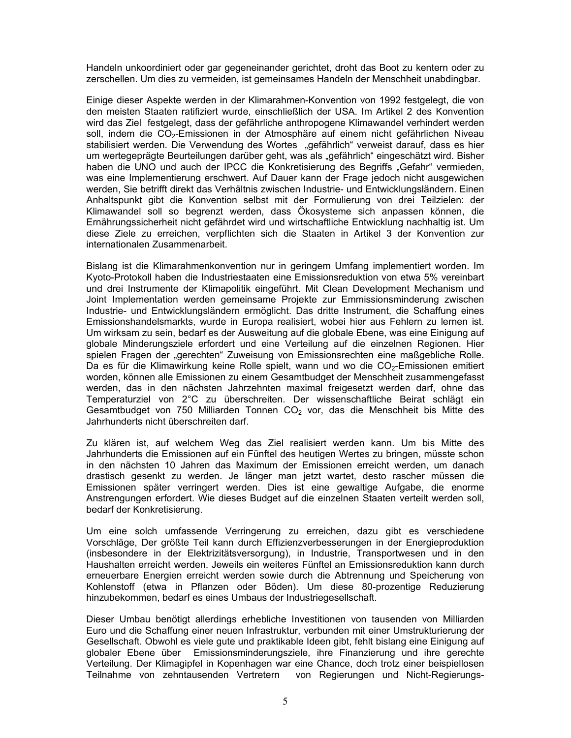Handeln unkoordiniert oder gar gegeneinander gerichtet, droht das Boot zu kentern oder zu zerschellen. Um dies zu vermeiden, ist gemeinsames Handeln der Menschheit unabdingbar.

Einige dieser Aspekte werden in der Klimarahmen-Konvention von 1992 festgelegt, die von den meisten Staaten ratifiziert wurde, einschließlich der USA. Im Artikel 2 des Konvention wird das Ziel festgelegt, dass der gefährliche anthropogene Klimawandel verhindert werden soll, indem die $CO_2$-Emissionen in der Atmosphäre auf einem nicht gefährlichen Niveau stabilisiert werden. Die Verwendung des Wortes „gefährlich" verweist darauf, dass es hier um wertegeprägte Beurteilungen darüber geht, was als „gefährlich" eingeschätzt wird. Bisher haben die UNO und auch der IPCC die Konkretisierung des Begriffs „Gefahr" vermieden, was eine Implementierung erschwert. Auf Dauer kann der Frage jedoch nicht ausgewichen werden, Sie betrifft direkt das Verhältnis zwischen Industrie- und Entwicklungsländern. Einen Anhaltspunkt gibt die Konvention selbst mit der Formulierung von drei Teilzielen: der Klimawandel soll so begrenzt werden, dass Ökosysteme sich anpassen können, die Ernährungssicherheit nicht gefährdet wird und wirtschaftliche Entwicklung nachhaltig ist. Um diese Ziele zu erreichen, verpflichten sich die Staaten in Artikel 3 der Konvention zur internationalen Zusammenarbeit.

Bislang ist die Klimarahmenkonvention nur in geringem Umfang implementiert worden. Im Kyoto-Protokoll haben die Industriestaaten eine Emissionsreduktion von etwa 5% vereinbart und drei Instrumente der Klimapolitik eingeführt. Mit Clean Development Mechanism und Joint Implementation werden gemeinsame Projekte zur Emmissionsminderung zwischen Industrie- und Entwicklungsländern ermöglicht. Das dritte Instrument, die Schaffung eines Emissionshandelsmarkts, wurde in Europa realisiert, wobei hier aus Fehlern zu lernen ist. Um wirksam zu sein, bedarf es der Ausweitung auf die globale Ebene, was eine Einigung auf globale Minderungsziele erfordert und eine Verteilung auf die einzelnen Regionen. Hier spielen Fragen der „gerechten" Zuweisung von Emissionsrechten eine maßgebliche Rolle. Da es für die Klimawirkung keine Rolle spielt, wann und wo die $CO_2$-Emissionen emitiert worden, können alle Emissionen zu einem Gesamtbudget der Menschheit zusammengefasst werden, das in den nächsten Jahrzehnten maximal freigesetzt werden darf, ohne das Temperaturziel von 2°C zu überschreiten. Der wissenschaftliche Beirat schlägt ein Gesamtbudget von 750 Milliarden Tonnen $CO_2$ vor, das die Menschheit bis Mitte des Jahrhunderts nicht überschreiten darf.

Zu klären ist, auf welchem Weg das Ziel realisiert werden kann. Um bis Mitte des Jahrhunderts die Emissionen auf ein Fünftel des heutigen Wertes zu bringen, müsste schon in den nächsten 10 Jahren das Maximum der Emissionen erreicht werden, um danach drastisch gesenkt zu werden. Je länger man jetzt wartet, desto rascher müssen die Emissionen später verringert werden. Dies ist eine gewaltige Aufgabe, die enorme Anstrengungen erfordert. Wie dieses Budget auf die einzelnen Staaten verteilt werden soll, bedarf der Konkretisierung.

Um eine solch umfassende Verringerung zu erreichen, dazu gibt es verschiedene Vorschläge, Der größte Teil kann durch Effizienzverbesserungen in der Energieproduktion (insbesondere in der Elektrizitätsversorgung), in Industrie, Transportwesen und in den Haushalten erreicht werden. Jeweils ein weiteres Fünftel an Emissionsreduktion kann durch erneuerbare Energien erreicht werden sowie durch die Abtrennung und Speicherung von Kohlenstoff (etwa in Pflanzen oder Böden). Um diese 80-prozentige Reduzierung hinzubekommen, bedarf es eines Umbaus der Industriegesellschaft.

Dieser Umbau benötigt allerdings erhebliche Investitionen von tausenden von Milliarden Euro und die Schaffung einer neuen Infrastruktur, verbunden mit einer Umstrukturierung der Gesellschaft. Obwohl es viele gute und praktikable Ideen gibt, fehlt bislang eine Einigung auf globaler Ebene über Emissionsminderungsziele, ihre Finanzierung und ihre gerechte Verteilung. Der Klimagipfel in Kopenhagen war eine Chance, doch trotz einer beispiellosen Teilnahme von zehntausenden Vertretern von Regierungen und Nicht-Regierungs-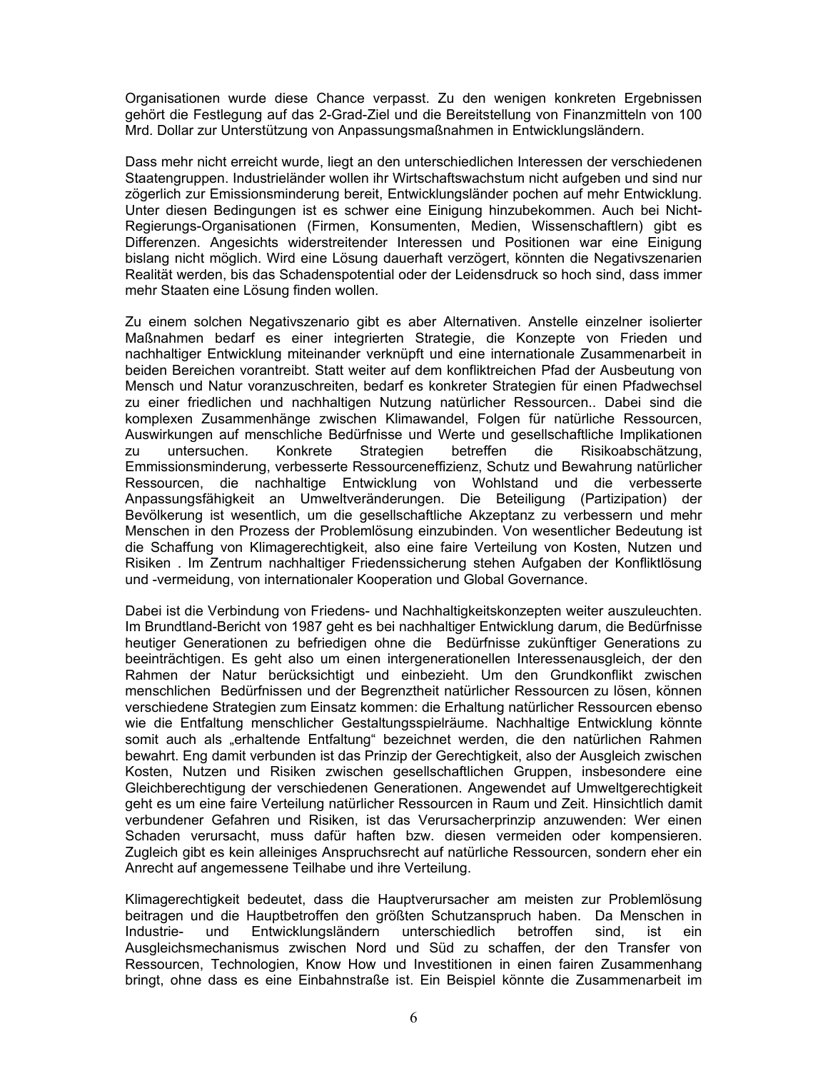Organisationen wurde diese Chance verpasst. Zu den wenigen konkreten Ergebnissen gehört die Festlegung auf das 2-Grad-Ziel und die Bereitstellung von Finanzmitteln von 100 Mrd. Dollar zur Unterstützung von Anpassungsmaßnahmen in Entwicklungsländern.

Dass mehr nicht erreicht wurde, liegt an den unterschiedlichen Interessen der verschiedenen Staatengruppen. Industrieländer wollen ihr Wirtschaftswachstum nicht aufgeben und sind nur zögerlich zur Emissionsminderung bereit, Entwicklungsländer pochen auf mehr Entwicklung. Unter diesen Bedingungen ist es schwer eine Einigung hinzubekommen. Auch bei Nicht-Regierungs-Organisationen (Firmen, Konsumenten, Medien, Wissenschaftlern) gibt es Differenzen. Angesichts widerstreitender Interessen und Positionen war eine Einigung bislang nicht möglich. Wird eine Lösung dauerhaft verzögert, könnten die Negativszenarien Realität werden, bis das Schadenspotential oder der Leidensdruck so hoch sind, dass immer mehr Staaten eine Lösung finden wollen.

Zu einem solchen Negativszenario gibt es aber Alternativen. Anstelle einzelner isolierter Maßnahmen bedarf es einer integrierten Strategie, die Konzepte von Frieden und nachhaltiger Entwicklung miteinander verknüpft und eine internationale Zusammenarbeit in beiden Bereichen vorantreibt. Statt weiter auf dem konfliktreichen Pfad der Ausbeutung von Mensch und Natur voranzuschreiten, bedarf es konkreter Strategien für einen Pfadwechsel zu einer friedlichen und nachhaltigen Nutzung natürlicher Ressourcen.. Dabei sind die komplexen Zusammenhänge zwischen Klimawandel, Folgen für natürliche Ressourcen, Auswirkungen auf menschliche Bedürfnisse und Werte und gesellschaftliche Implikationen zu untersuchen. Konkrete Strategien betreffen die Risikoabschätzung, Emmissionsminderung, verbesserte Ressourceneffizienz, Schutz und Bewahrung natürlicher Ressourcen, die nachhaltige Entwicklung von Wohlstand und die verbesserte Anpassungsfähigkeit an Umweltveränderungen. Die Beteiligung (Partizipation) der Bevölkerung ist wesentlich, um die gesellschaftliche Akzeptanz zu verbessern und mehr Menschen in den Prozess der Problemlösung einzubinden. Von wesentlicher Bedeutung ist die Schaffung von Klimagerechtigkeit, also eine faire Verteilung von Kosten, Nutzen und Risiken . Im Zentrum nachhaltiger Friedenssicherung stehen Aufgaben der Konfliktlösung und -vermeidung, von internationaler Kooperation und Global Governance.

Dabei ist die Verbindung von Friedens- und Nachhaltigkeitskonzepten weiter auszuleuchten. Im Brundtland-Bericht von 1987 geht es bei nachhaltiger Entwicklung darum, die Bedürfnisse heutiger Generationen zu befriedigen ohne die Bedürfnisse zukünftiger Generations zu beeinträchtigen. Es geht also um einen intergenerationellen Interessenausgleich, der den Rahmen der Natur berücksichtigt und einbezieht. Um den Grundkonflikt zwischen menschlichen Bedürfnissen und der Begrenztheit natürlicher Ressourcen zu lösen, können verschiedene Strategien zum Einsatz kommen: die Erhaltung natürlicher Ressourcen ebenso wie die Entfaltung menschlicher Gestaltungsspielräume. Nachhaltige Entwicklung könnte somit auch als „erhaltende Entfaltung" bezeichnet werden, die den natürlichen Rahmen bewahrt. Eng damit verbunden ist das Prinzip der Gerechtigkeit, also der Ausgleich zwischen Kosten, Nutzen und Risiken zwischen gesellschaftlichen Gruppen, insbesondere eine Gleichberechtigung der verschiedenen Generationen. Angewendet auf Umweltgerechtigkeit geht es um eine faire Verteilung natürlicher Ressourcen in Raum und Zeit. Hinsichtlich damit verbundener Gefahren und Risiken, ist das Verursacherprinzip anzuwenden: Wer einen Schaden verursacht, muss dafür haften bzw. diesen vermeiden oder kompensieren. Zugleich gibt es kein alleiniges Anspruchsrecht auf natürliche Ressourcen, sondern eher ein Anrecht auf angemessene Teilhabe und ihre Verteilung.

Klimagerechtigkeit bedeutet, dass die Hauptverursacher am meisten zur Problemlösung beitragen und die Hauptbetroffen den größten Schutzanspruch haben. Da Menschen in Industrie- und Entwicklungsländern unterschiedlich betroffen sind, ist ein Ausgleichsmechanismus zwischen Nord und Süd zu schaffen, der den Transfer von Ressourcen, Technologien, Know How und Investitionen in einen fairen Zusammenhang bringt, ohne dass es eine Einbahnstraße ist. Ein Beispiel könnte die Zusammenarbeit im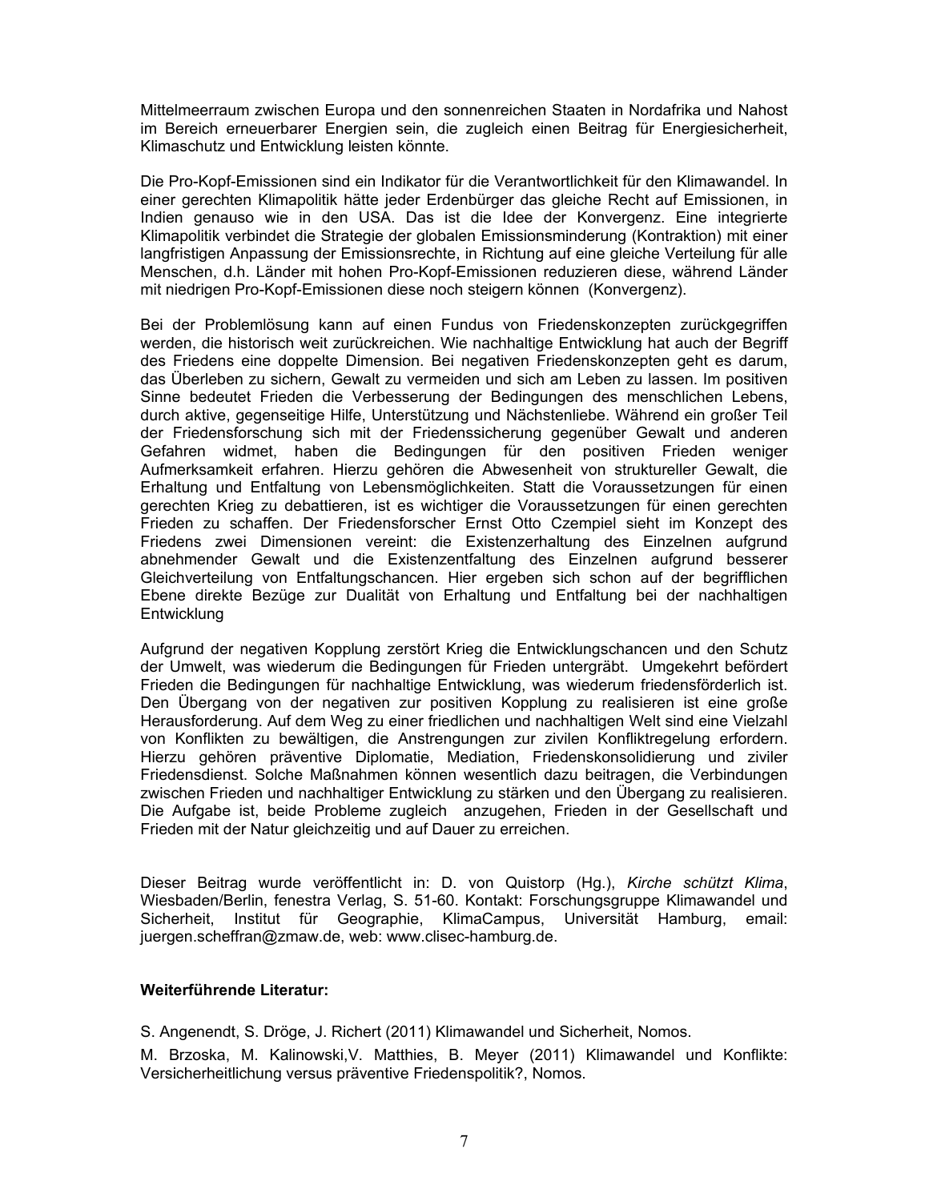Mittelmeerraum zwischen Europa und den sonnenreichen Staaten in Nordafrika und Nahost im Bereich erneuerbarer Energien sein, die zugleich einen Beitrag für Energiesicherheit, Klimaschutz und Entwicklung leisten könnte.

Die Pro-Kopf-Emissionen sind ein Indikator für die Verantwortlichkeit für den Klimawandel. In einer gerechten Klimapolitik hätte jeder Erdenbürger das gleiche Recht auf Emissionen, in Indien genauso wie in den USA. Das ist die Idee der Konvergenz. Eine integrierte Klimapolitik verbindet die Strategie der globalen Emissionsminderung (Kontraktion) mit einer langfristigen Anpassung der Emissionsrechte, in Richtung auf eine gleiche Verteilung für alle Menschen, d.h. Länder mit hohen Pro-Kopf-Emissionen reduzieren diese, während Länder mit niedrigen Pro-Kopf-Emissionen diese noch steigern können (Konvergenz).

Bei der Problemlösung kann auf einen Fundus von Friedenskonzepten zurückgegriffen werden, die historisch weit zurückreichen. Wie nachhaltige Entwicklung hat auch der Begriff des Friedens eine doppelte Dimension. Bei negativen Friedenskonzepten geht es darum, das Überleben zu sichern, Gewalt zu vermeiden und sich am Leben zu lassen. Im positiven Sinne bedeutet Frieden die Verbesserung der Bedingungen des menschlichen Lebens, durch aktive, gegenseitige Hilfe, Unterstützung und Nächstenliebe. Während ein großer Teil der Friedensforschung sich mit der Friedenssicherung gegenüber Gewalt und anderen Gefahren widmet, haben die Bedingungen für den positiven Frieden weniger Aufmerksamkeit erfahren. Hierzu gehören die Abwesenheit von struktureller Gewalt, die Erhaltung und Entfaltung von Lebensmöglichkeiten. Statt die Voraussetzungen für einen gerechten Krieg zu debattieren, ist es wichtiger die Voraussetzungen für einen gerechten Frieden zu schaffen. Der Friedensforscher Ernst Otto Czempiel sieht im Konzept des Friedens zwei Dimensionen vereint: die Existenzerhaltung des Einzelnen aufgrund abnehmender Gewalt und die Existenzentfaltung des Einzelnen aufgrund besserer Gleichverteilung von Entfaltungschancen. Hier ergeben sich schon auf der begrifflichen Ebene direkte Bezüge zur Dualität von Erhaltung und Entfaltung bei der nachhaltigen Entwicklung

Aufgrund der negativen Kopplung zerstört Krieg die Entwicklungschancen und den Schutz der Umwelt, was wiederum die Bedingungen für Frieden untergräbt. Umgekehrt befördert Frieden die Bedingungen für nachhaltige Entwicklung, was wiederum friedensförderlich ist. Den Übergang von der negativen zur positiven Kopplung zu realisieren ist eine große Herausforderung. Auf dem Weg zu einer friedlichen und nachhaltigen Welt sind eine Vielzahl von Konflikten zu bewältigen, die Anstrengungen zur zivilen Konfliktregelung erfordern. Hierzu gehören präventive Diplomatie, Mediation, Friedenskonsolidierung und ziviler Friedensdienst. Solche Maßnahmen können wesentlich dazu beitragen, die Verbindungen zwischen Frieden und nachhaltiger Entwicklung zu stärken und den Übergang zu realisieren. Die Aufgabe ist, beide Probleme zugleich anzugehen, Frieden in der Gesellschaft und Frieden mit der Natur gleichzeitig und auf Dauer zu erreichen.

Dieser Beitrag wurde veröffentlicht in: D. von Quistorp (Hg.), *Kirche schützt Klima*, Wiesbaden/Berlin, fenestra Verlag, S. 51-60. Kontakt: Forschungsgruppe Klimawandel und Sicherheit, Institut für Geographie, KlimaCampus, Universität Hamburg, email: juergen.scheffran@zmaw.de, web: www.clisec-hamburg.de.

**Weiterführende Literatur:**

S. Angenendt, S. Dröge, J. Richert (2011) Klimawandel und Sicherheit, Nomos.

M. Brzoska, M. Kalinowski,V. Matthies, B. Meyer (2011) Klimawandel und Konflikte: Versicherheitlichung versus präventive Friedenspolitik?, Nomos.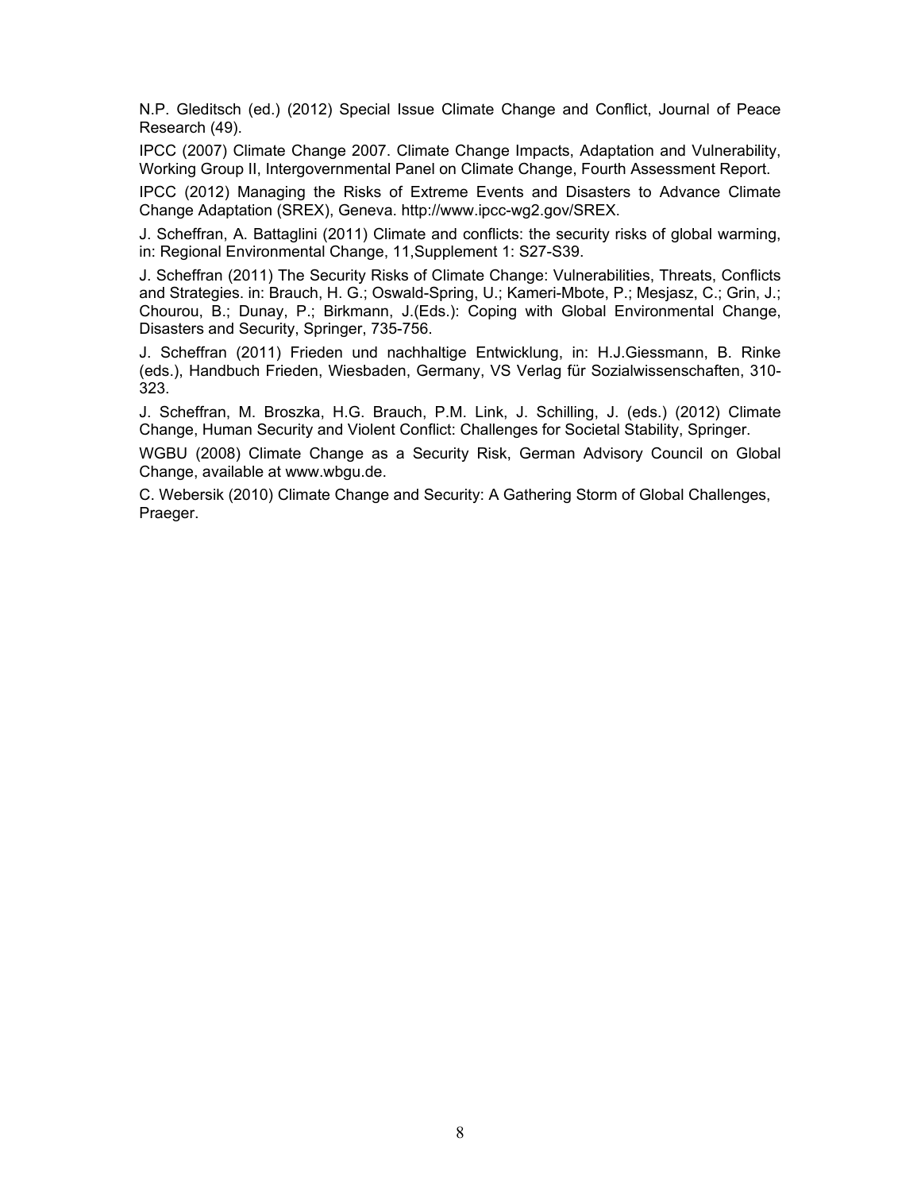N.P. Gleditsch (ed.) (2012) Special Issue Climate Change and Conflict, Journal of Peace Research (49).

IPCC (2007) Climate Change 2007. Climate Change Impacts, Adaptation and Vulnerability, Working Group II, Intergovernmental Panel on Climate Change, Fourth Assessment Report.

IPCC (2012) Managing the Risks of Extreme Events and Disasters to Advance Climate Change Adaptation (SREX), Geneva. http://www.ipcc-wg2.gov/SREX.

J. Scheffran, A. Battaglini (2011) Climate and conflicts: the security risks of global warming, in: Regional Environmental Change, 11,Supplement 1: S27-S39.

J. Scheffran (2011) The Security Risks of Climate Change: Vulnerabilities, Threats, Conflicts and Strategies. in: Brauch, H. G.; Oswald-Spring, U.; Kameri-Mbote, P.; Mesjasz, C.; Grin, J.; Chourou, B.; Dunay, P.; Birkmann, J.(Eds.): Coping with Global Environmental Change, Disasters and Security, Springer, 735-756.

J. Scheffran (2011) Frieden und nachhaltige Entwicklung, in: H.J.Giessmann, B. Rinke (eds.), Handbuch Frieden, Wiesbaden, Germany, VS Verlag für Sozialwissenschaften, 310-323.

J. Scheffran, M. Broszka, H.G. Brauch, P.M. Link, J. Schilling, J. (eds.) (2012) Climate Change, Human Security and Violent Conflict: Challenges for Societal Stability, Springer.

WGBU (2008) Climate Change as a Security Risk, German Advisory Council on Global Change, available at www.wbgu.de.

C. Webersik (2010) Climate Change and Security: A Gathering Storm of Global Challenges, Praeger.